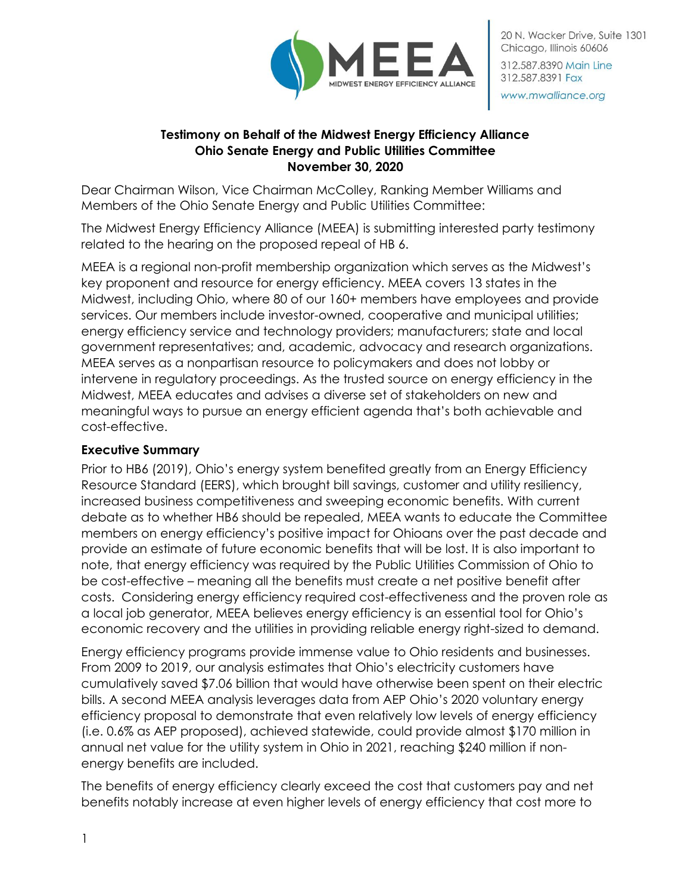20 N. Wacker Drive, Suite 1301
Chicago, Illinois 60606
312.587.8390 Main Line
312.587.8391 Fax
www.mwalliance.org

**Testimony on Behalf of the Midwest Energy Efficiency Alliance**
**Ohio Senate Energy and Public Utilities Committee**
**November 30, 2020**

Dear Chairman Wilson, Vice Chairman McColley, Ranking Member Williams and Members of the Ohio Senate Energy and Public Utilities Committee:

The Midwest Energy Efficiency Alliance (MEEA) is submitting interested party testimony related to the hearing on the proposed repeal of HB 6.

MEEA is a regional non-profit membership organization which serves as the Midwest's key proponent and resource for energy efficiency. MEEA covers 13 states in the Midwest, including Ohio, where 80 of our 160+ members have employees and provide services. Our members include investor-owned, cooperative and municipal utilities; energy efficiency service and technology providers; manufacturers; state and local government representatives; and, academic, advocacy and research organizations. MEEA serves as a nonpartisan resource to policymakers and does not lobby or intervene in regulatory proceedings. As the trusted source on energy efficiency in the Midwest, MEEA educates and advises a diverse set of stakeholders on new and meaningful ways to pursue an energy efficient agenda that's both achievable and cost-effective.

**Executive Summary**

Prior to HB6 (2019), Ohio's energy system benefited greatly from an Energy Efficiency Resource Standard (EERS), which brought bill savings, customer and utility resiliency, increased business competitiveness and sweeping economic benefits. With current debate as to whether HB6 should be repealed, MEEA wants to educate the Committee members on energy efficiency's positive impact for Ohioans over the past decade and provide an estimate of future economic benefits that will be lost. It is also important to note, that energy efficiency was required by the Public Utilities Commission of Ohio to be cost-effective – meaning all the benefits must create a net positive benefit after costs. Considering energy efficiency required cost-effectiveness and the proven role as a local job generator, MEEA believes energy efficiency is an essential tool for Ohio's economic recovery and the utilities in providing reliable energy right-sized to demand.

Energy efficiency programs provide immense value to Ohio residents and businesses. From 2009 to 2019, our analysis estimates that Ohio's electricity customers have cumulatively saved $7.06 billion that would have otherwise been spent on their electric bills. A second MEEA analysis leverages data from AEP Ohio's 2020 voluntary energy efficiency proposal to demonstrate that even relatively low levels of energy efficiency (i.e. 0.6% as AEP proposed), achieved statewide, could provide almost $170 million in annual net value for the utility system in Ohio in 2021, reaching $240 million if non-energy benefits are included.

The benefits of energy efficiency clearly exceed the cost that customers pay and net benefits notably increase at even higher levels of energy efficiency that cost more to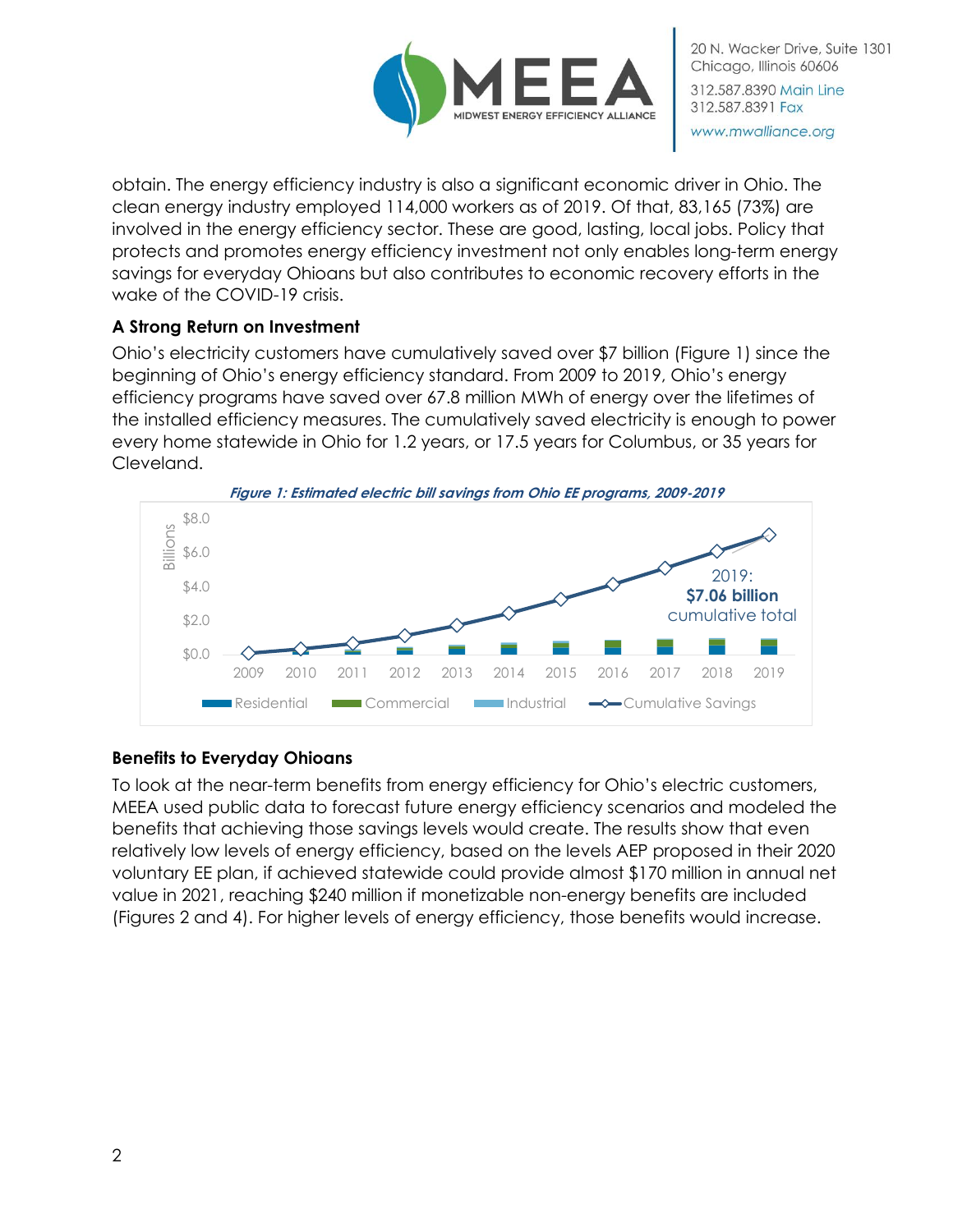obtain. The energy efficiency industry is also a significant economic driver in Ohio. The clean energy industry employed 114,000 workers as of 2019. Of that, 83,165 (73%) are involved in the energy efficiency sector. These are good, lasting, local jobs. Policy that protects and promotes energy efficiency investment not only enables long-term energy savings for everyday Ohioans but also contributes to economic recovery efforts in the wake of the COVID-19 crisis.

### A Strong Return on Investment

Ohio's electricity customers have cumulatively saved over $7 billion (Figure 1) since the beginning of Ohio's energy efficiency standard. From 2009 to 2019, Ohio's energy efficiency programs have saved over 67.8 million MWh of energy over the lifetimes of the installed efficiency measures. The cumulatively saved electricity is enough to power every home statewide in Ohio for 1.2 years, or 17.5 years for Columbus, or 35 years for Cleveland.

*Figure 1: Estimated electric bill savings from Ohio EE programs, 2009-2019*

### Benefits to Everyday Ohioans

To look at the near-term benefits from energy efficiency for Ohio's electric customers, MEEA used public data to forecast future energy efficiency scenarios and modeled the benefits that achieving those savings levels would create. The results show that even relatively low levels of energy efficiency, based on the levels AEP proposed in their 2020 voluntary EE plan, if achieved statewide could provide almost $170 million in annual net value in 2021, reaching $240 million if monetizable non-energy benefits are included (Figures 2 and 4). For higher levels of energy efficiency, those benefits would increase.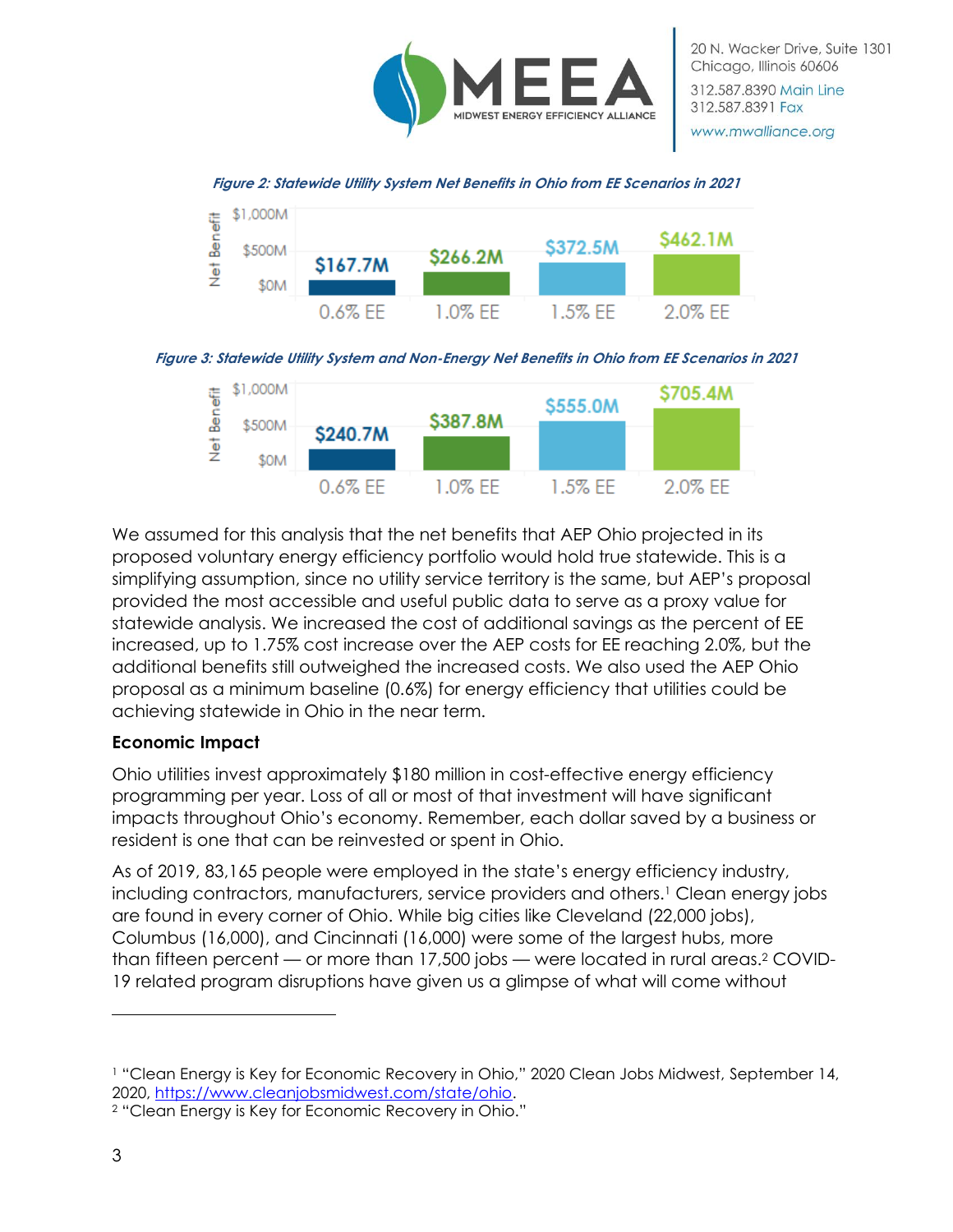*Figure 2: Statewide Utility System Net Benefits in Ohio from EE Scenarios in 2021*

| Scenario | Net Benefit |
| --- | --- |
| 0.6% EE | $167.7M |
| 1.0% EE | $266.2M |
| 1.5% EE | $372.5M |
| 2.0% EE | $462.1M |

*Figure 3: Statewide Utility System and Non-Energy Net Benefits in Ohio from EE Scenarios in 2021*

| Scenario | Net Benefit |
| --- | --- |
| 0.6% EE | $240.7M |
| 1.0% EE | $387.8M |
| 1.5% EE | $555.0M |
| 2.0% EE | $705.4M |

We assumed for this analysis that the net benefits that AEP Ohio projected in its proposed voluntary energy efficiency portfolio would hold true statewide. This is a simplifying assumption, since no utility service territory is the same, but AEP's proposal provided the most accessible and useful public data to serve as a proxy value for statewide analysis. We increased the cost of additional savings as the percent of EE increased, up to 1.75% cost increase over the AEP costs for EE reaching 2.0%, but the additional benefits still outweighed the increased costs. We also used the AEP Ohio proposal as a minimum baseline (0.6%) for energy efficiency that utilities could be achieving statewide in Ohio in the near term.

**Economic Impact**

Ohio utilities invest approximately $180 million in cost-effective energy efficiency programming per year. Loss of all or most of that investment will have significant impacts throughout Ohio's economy. Remember, each dollar saved by a business or resident is one that can be reinvested or spent in Ohio.

As of 2019, 83,165 people were employed in the state's energy efficiency industry, including contractors, manufacturers, service providers and others.[1] Clean energy jobs are found in every corner of Ohio. While big cities like Cleveland (22,000 jobs), Columbus (16,000), and Cincinnati (16,000) were some of the largest hubs, more than fifteen percent — or more than 17,500 jobs — were located in rural areas.[2] COVID-19 related program disruptions have given us a glimpse of what will come without

[1] "Clean Energy is Key for Economic Recovery in Ohio," 2020 Clean Jobs Midwest, September 14, 2020, https://www.cleanjobsmidwest.com/state/ohio.

[2] "Clean Energy is Key for Economic Recovery in Ohio."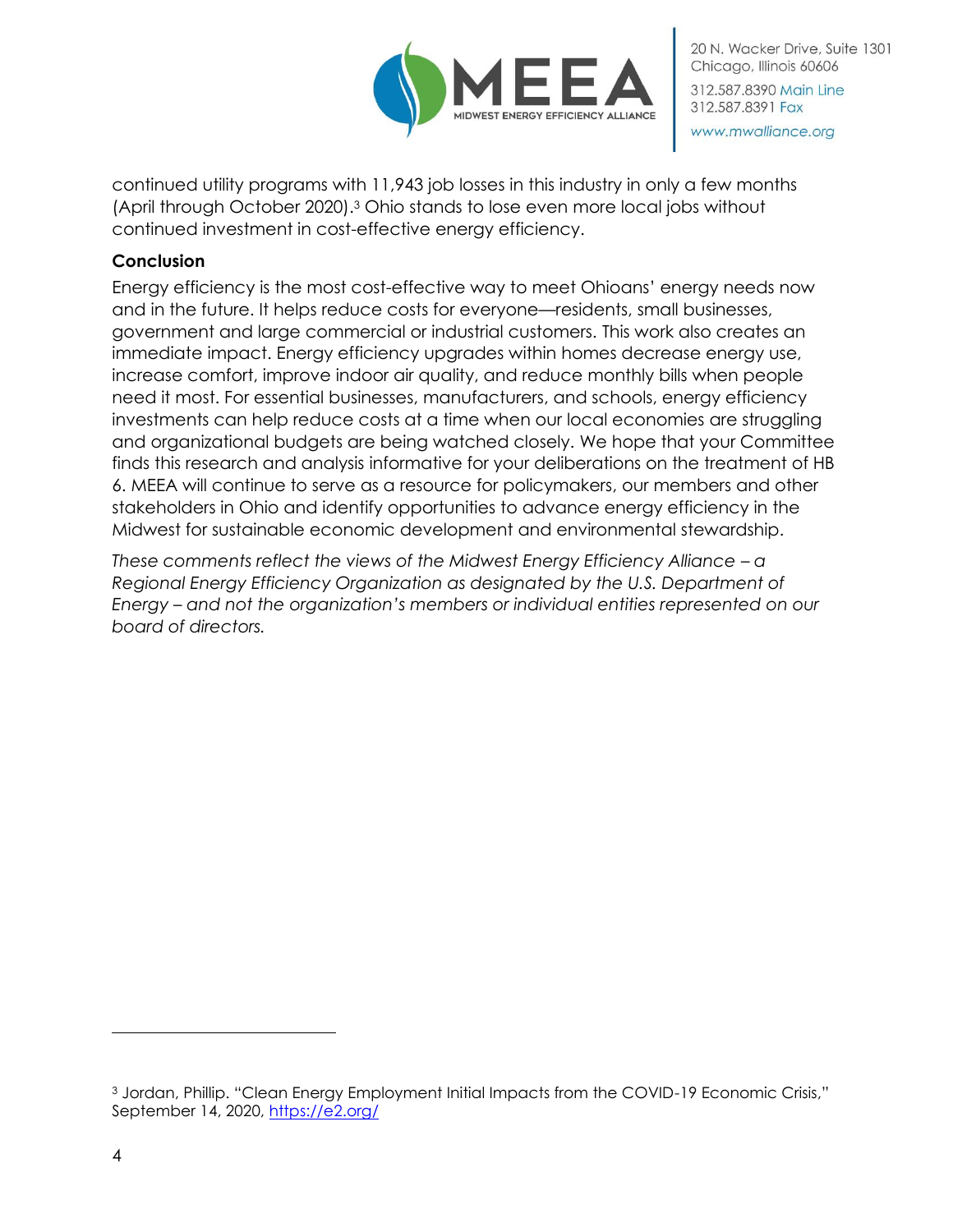continued utility programs with 11,943 job losses in this industry in only a few months (April through October 2020).[3] Ohio stands to lose even more local jobs without continued investment in cost-effective energy efficiency.

**Conclusion**

Energy efficiency is the most cost-effective way to meet Ohioans' energy needs now and in the future. It helps reduce costs for everyone—residents, small businesses, government and large commercial or industrial customers. This work also creates an immediate impact. Energy efficiency upgrades within homes decrease energy use, increase comfort, improve indoor air quality, and reduce monthly bills when people need it most. For essential businesses, manufacturers, and schools, energy efficiency investments can help reduce costs at a time when our local economies are struggling and organizational budgets are being watched closely. We hope that your Committee finds this research and analysis informative for your deliberations on the treatment of HB 6. MEEA will continue to serve as a resource for policymakers, our members and other stakeholders in Ohio and identify opportunities to advance energy efficiency in the Midwest for sustainable economic development and environmental stewardship.

*These comments reflect the views of the Midwest Energy Efficiency Alliance – a Regional Energy Efficiency Organization as designated by the U.S. Department of Energy – and not the organization's members or individual entities represented on our board of directors.*

---

[3] Jordan, Phillip. "Clean Energy Employment Initial Impacts from the COVID-19 Economic Crisis," September 14, 2020, https://e2.org/